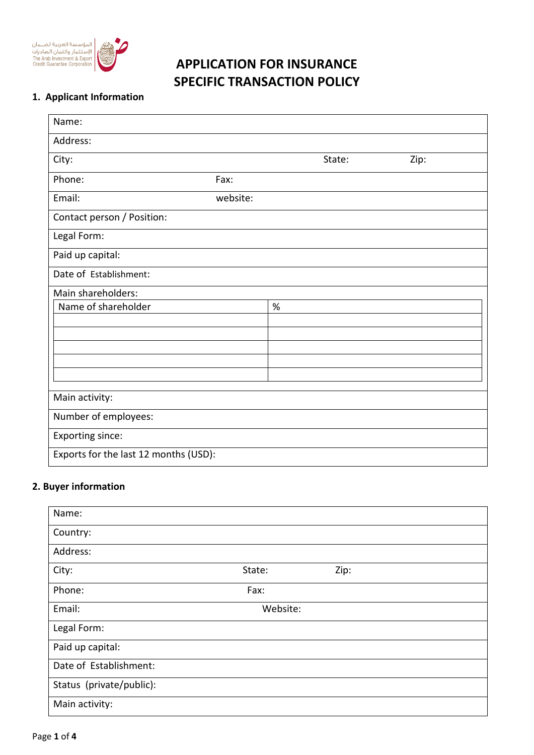# APPLICATION FOR INSURANCE
# SPECIFIC TRANSACTION POLICY

## 1. Applicant Information

| | | | |
|---|---|---|---|
| Name: | | | |
| Address: | | | |
| City: | | State: | Zip: |
| Phone: | Fax: | | |
| Email: | website: | | |
| Contact person / Position: | | | |
| Legal Form: | | | |
| Paid up capital: | | | |
| Date of Establishment: | | | |
| Main shareholders: | | | |

| Name of shareholder | % |
|---|---|
| | |
| | |
| | |
| | |
| | |

| |
|---|
| Main activity: |
| Number of employees: |
| Exporting since: |
| Exports for the last 12 months (USD): |

## 2. Buyer information

| | | |
|---|---|---|
| Name: | | |
| Country: | | |
| Address: | | |
| City: | State: | Zip: |
| Phone: | Fax: | |
| Email: | Website: | |
| Legal Form: | | |
| Paid up capital: | | |
| Date of Establishment: | | |
| Status (private/public): | | |
| Main activity: | | |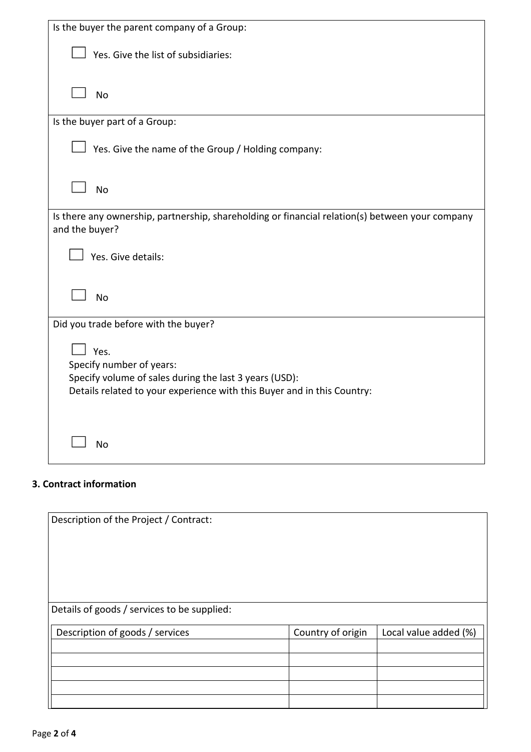Is the buyer the parent company of a Group:

☐ Yes. Give the list of subsidiaries:

☐ No

Is the buyer part of a Group:

☐ Yes. Give the name of the Group / Holding company:

☐ No

Is there any ownership, partnership, shareholding or financial relation(s) between your company and the buyer?

☐ Yes. Give details:

☐ No

Did you trade before with the buyer?

☐ Yes.
Specify number of years:
Specify volume of sales during the last 3 years (USD):
Details related to your experience with this Buyer and in this Country:

☐ No

**3. Contract information**

Description of the Project / Contract:

Details of goods / services to be supplied:

| Description of goods / services | Country of origin | Local value added (%) |
|---|---|---|
| | | |
| | | |
| | | |
| | | |
| | | |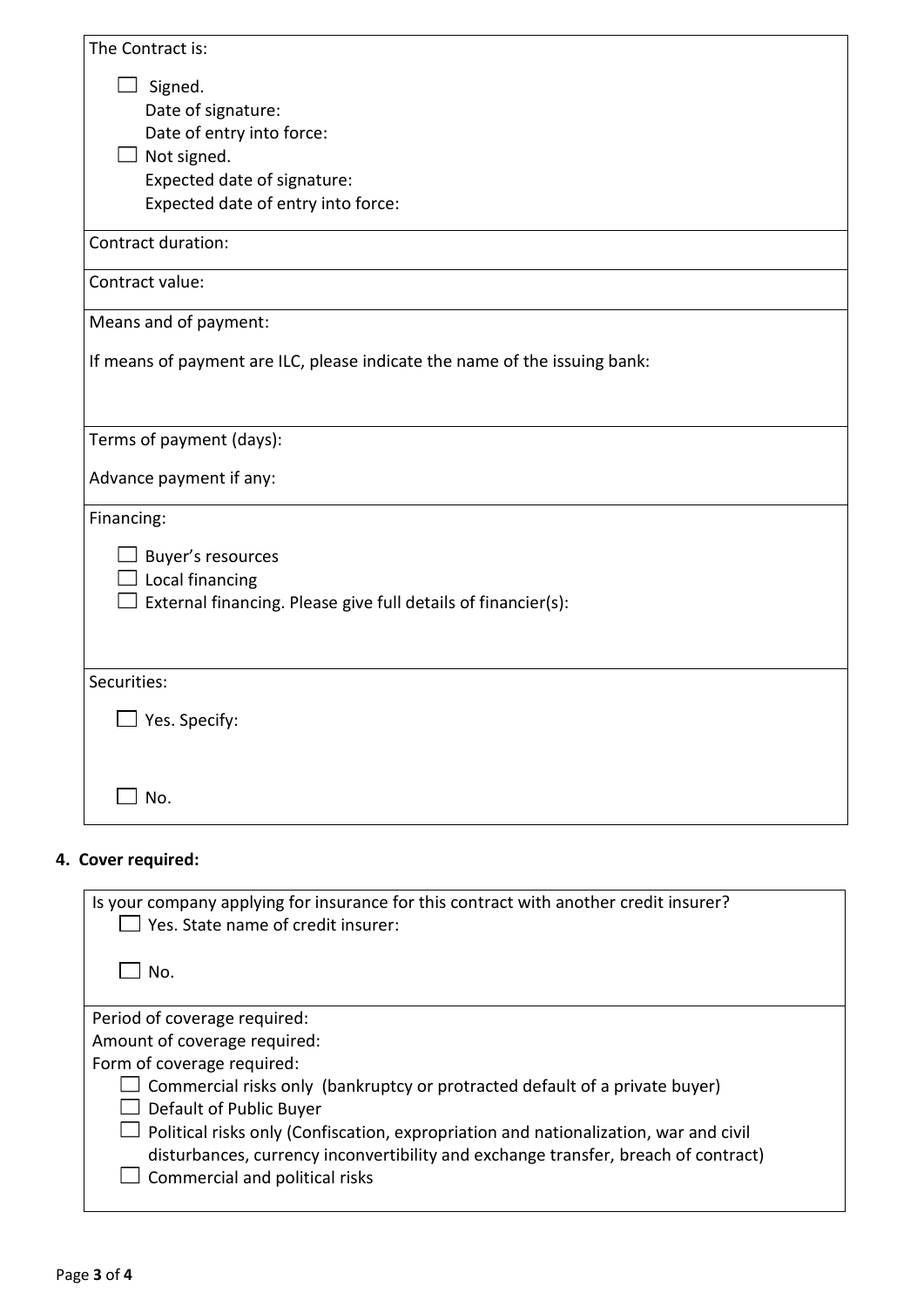The Contract is:

- ☐ Signed.
  - Date of signature:
  - Date of entry into force:
- ☐ Not signed.
  - Expected date of signature:
  - Expected date of entry into force:

Contract duration:

Contract value:

Means and of payment:

If means of payment are ILC, please indicate the name of the issuing bank:

Terms of payment (days):

Advance payment if any:

Financing:

- ☐ Buyer's resources
- ☐ Local financing
- ☐ External financing. Please give full details of financier(s):

Securities:

- ☐ Yes. Specify:
- ☐ No.

**4. Cover required:**

Is your company applying for insurance for this contract with another credit insurer?

- ☐ Yes. State name of credit insurer:
- ☐ No.

Period of coverage required:

Amount of coverage required:

Form of coverage required:

- ☐ Commercial risks only (bankruptcy or protracted default of a private buyer)
- ☐ Default of Public Buyer
- ☐ Political risks only (Confiscation, expropriation and nationalization, war and civil disturbances, currency inconvertibility and exchange transfer, breach of contract)
- ☐ Commercial and political risks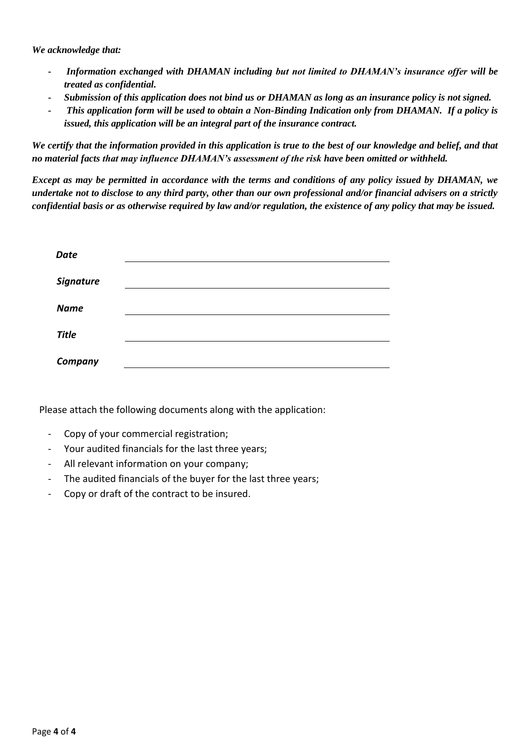***We acknowledge that:***

- ***Information exchanged with DHAMAN including but not limited to DHAMAN's insurance offer will be treated as confidential.***
- ***Submission of this application does not bind us or DHAMAN as long as an insurance policy is not signed.***
- ***This application form will be used to obtain a Non-Binding Indication only from DHAMAN. If a policy is issued, this application will be an integral part of the insurance contract.***

***We certify that the information provided in this application is true to the best of our knowledge and belief, and that no material facts that may influence DHAMAN's assessment of the risk have been omitted or withheld.***

***Except as may be permitted in accordance with the terms and conditions of any policy issued by DHAMAN, we undertake not to disclose to any third party, other than our own professional and/or financial advisers on a strictly confidential basis or as otherwise required by law and/or regulation, the existence of any policy that may be issued.***

***Date*** \_\_\_\_\_\_\_\_\_\_\_\_\_\_\_\_\_\_\_\_\_\_\_\_\_\_\_\_\_\_\_\_\_\_\_\_\_\_\_\_

***Signature*** \_\_\_\_\_\_\_\_\_\_\_\_\_\_\_\_\_\_\_\_\_\_\_\_\_\_\_\_\_\_\_\_\_\_\_\_\_\_\_\_

***Name*** \_\_\_\_\_\_\_\_\_\_\_\_\_\_\_\_\_\_\_\_\_\_\_\_\_\_\_\_\_\_\_\_\_\_\_\_\_\_\_\_

***Title*** \_\_\_\_\_\_\_\_\_\_\_\_\_\_\_\_\_\_\_\_\_\_\_\_\_\_\_\_\_\_\_\_\_\_\_\_\_\_\_\_

***Company*** \_\_\_\_\_\_\_\_\_\_\_\_\_\_\_\_\_\_\_\_\_\_\_\_\_\_\_\_\_\_\_\_\_\_\_\_\_\_\_\_

Please attach the following documents along with the application:

- Copy of your commercial registration;
- Your audited financials for the last three years;
- All relevant information on your company;
- The audited financials of the buyer for the last three years;
- Copy or draft of the contract to be insured.